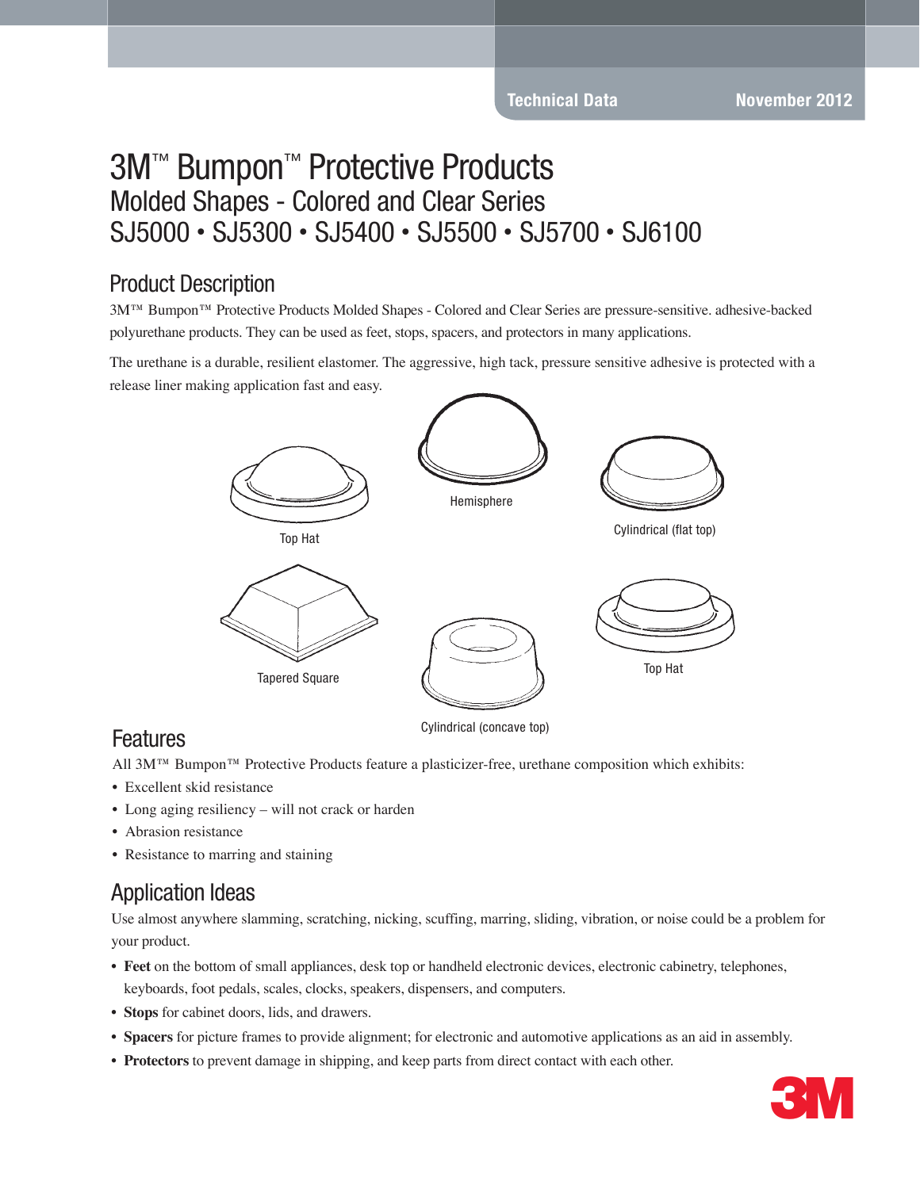Technical Data November 2012

# 3M™ Bumpon™ Protective Products

## Molded Shapes - Colored and Clear Series
## SJ5000 • SJ5300 • SJ5400 • SJ5500 • SJ5700 • SJ6100

## Product Description

3M™ Bumpon™ Protective Products Molded Shapes - Colored and Clear Series are pressure-sensitive. adhesive-backed polyurethane products. They can be used as feet, stops, spacers, and protectors in many applications.

The urethane is a durable, resilient elastomer. The aggressive, high tack, pressure sensitive adhesive is protected with a release liner making application fast and easy.

Top Hat

Hemisphere

Cylindrical (flat top)

Tapered Square

Cylindrical (concave top)

Top Hat

## Features

All 3M™ Bumpon™ Protective Products feature a plasticizer-free, urethane composition which exhibits:

- Excellent skid resistance
- Long aging resiliency – will not crack or harden
- Abrasion resistance
- Resistance to marring and staining

## Application Ideas

Use almost anywhere slamming, scratching, nicking, scuffing, marring, sliding, vibration, or noise could be a problem for your product.

- **Feet** on the bottom of small appliances, desk top or handheld electronic devices, electronic cabinetry, telephones, keyboards, foot pedals, scales, clocks, speakers, dispensers, and computers.
- **Stops** for cabinet doors, lids, and drawers.
- **Spacers** for picture frames to provide alignment; for electronic and automotive applications as an aid in assembly.
- **Protectors** to prevent damage in shipping, and keep parts from direct contact with each other.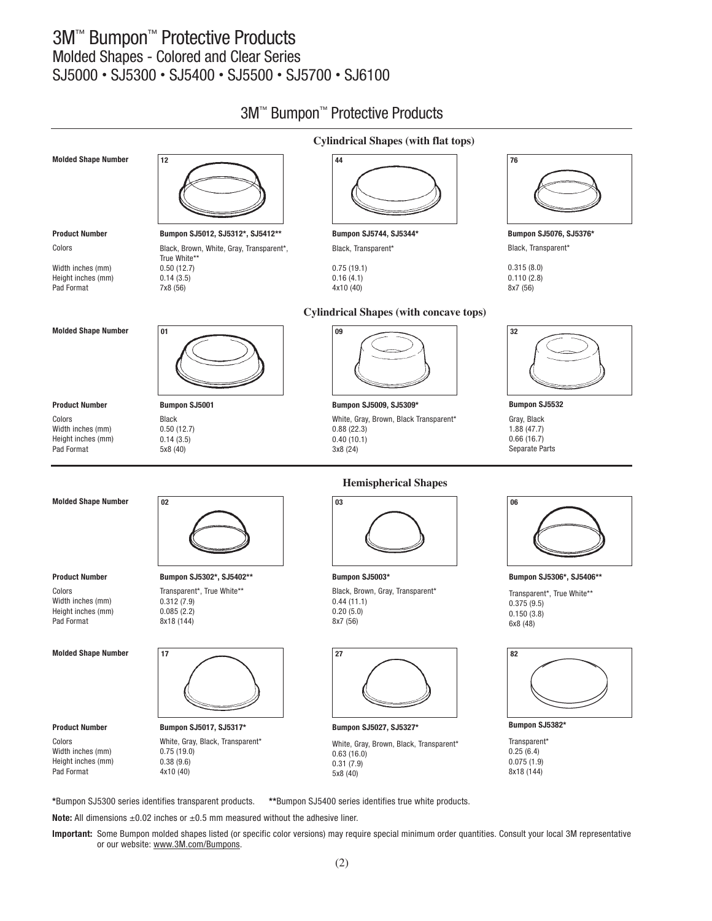# 3M™ Bumpon™ Protective Products
## Molded Shapes - Colored and Clear Series
## SJ5000 • SJ5300 • SJ5400 • SJ5500 • SJ5700 • SJ6100

## 3M™ Bumpon™ Protective Products

### Cylindrical Shapes (with flat tops)

| Molded Shape Number | 12 | 44 | 76 |
|---|---|---|---|
| Product Number | Bumpon SJ5012, SJ5312*, SJ5412** | Bumpon SJ5744, SJ5344* | Bumpon SJ5076, SJ5376* |
| Colors | Black, Brown, White, Gray, Transparent*, True White** | Black, Transparent* | Black, Transparent* |
| Width inches (mm) | 0.50 (12.7) | 0.75 (19.1) | 0.315 (8.0) |
| Height inches (mm) | 0.14 (3.5) | 0.16 (4.1) | 0.110 (2.8) |
| Pad Format | 7x8 (56) | 4x10 (40) | 8x7 (56) |

### Cylindrical Shapes (with concave tops)

| Molded Shape Number | 01 | 09 | 32 |
|---|---|---|---|
| Product Number | Bumpon SJ5001 | Bumpon SJ5009, SJ5309* | Bumpon SJ5532 |
| Colors | Black | White, Gray, Brown, Black Transparent* | Gray, Black |
| Width inches (mm) | 0.50 (12.7) | 0.88 (22.3) | 1.88 (47.7) |
| Height inches (mm) | 0.14 (3.5) | 0.40 (10.1) | 0.66 (16.7) |
| Pad Format | 5x8 (40) | 3x8 (24) | Separate Parts |

### Hemispherical Shapes

| Molded Shape Number | 02 | 03 | 06 |
|---|---|---|---|
| Product Number | Bumpon SJ5302*, SJ5402** | Bumpon SJ5003* | Bumpon SJ5306*, SJ5406** |
| Colors | Transparent*, True White** | Black, Brown, Gray, Transparent* | Transparent*, True White** |
| Width inches (mm) | 0.312 (7.9) | 0.44 (11.1) | 0.375 (9.5) |
| Height inches (mm) | 0.085 (2.2) | 0.20 (5.0) | 0.150 (3.8) |
| Pad Format | 8x18 (144) | 8x7 (56) | 6x8 (48) |

| Molded Shape Number | 17 | 27 | 82 |
|---|---|---|---|
| Product Number | Bumpon SJ5017, SJ5317* | Bumpon SJ5027, SJ5327* | Bumpon SJ5382* |
| Colors | White, Gray, Black, Transparent* | White, Gray, Brown, Black, Transparent* | Transparent* |
| Width inches (mm) | 0.75 (19.0) | 0.63 (16.0) | 0.25 (6.4) |
| Height inches (mm) | 0.38 (9.6) | 0.31 (7.9) | 0.075 (1.9) |
| Pad Format | 4x10 (40) | 5x8 (40) | 8x18 (144) |

**\***Bumpon SJ5300 series identifies transparent products. **\*\***Bumpon SJ5400 series identifies true white products.

**Note:** All dimensions ±0.02 inches or ±0.5 mm measured without the adhesive liner.

**Important:** Some Bumpon molded shapes listed (or specific color versions) may require special minimum order quantities. Consult your local 3M representative or our website: www.3M.com/Bumpons.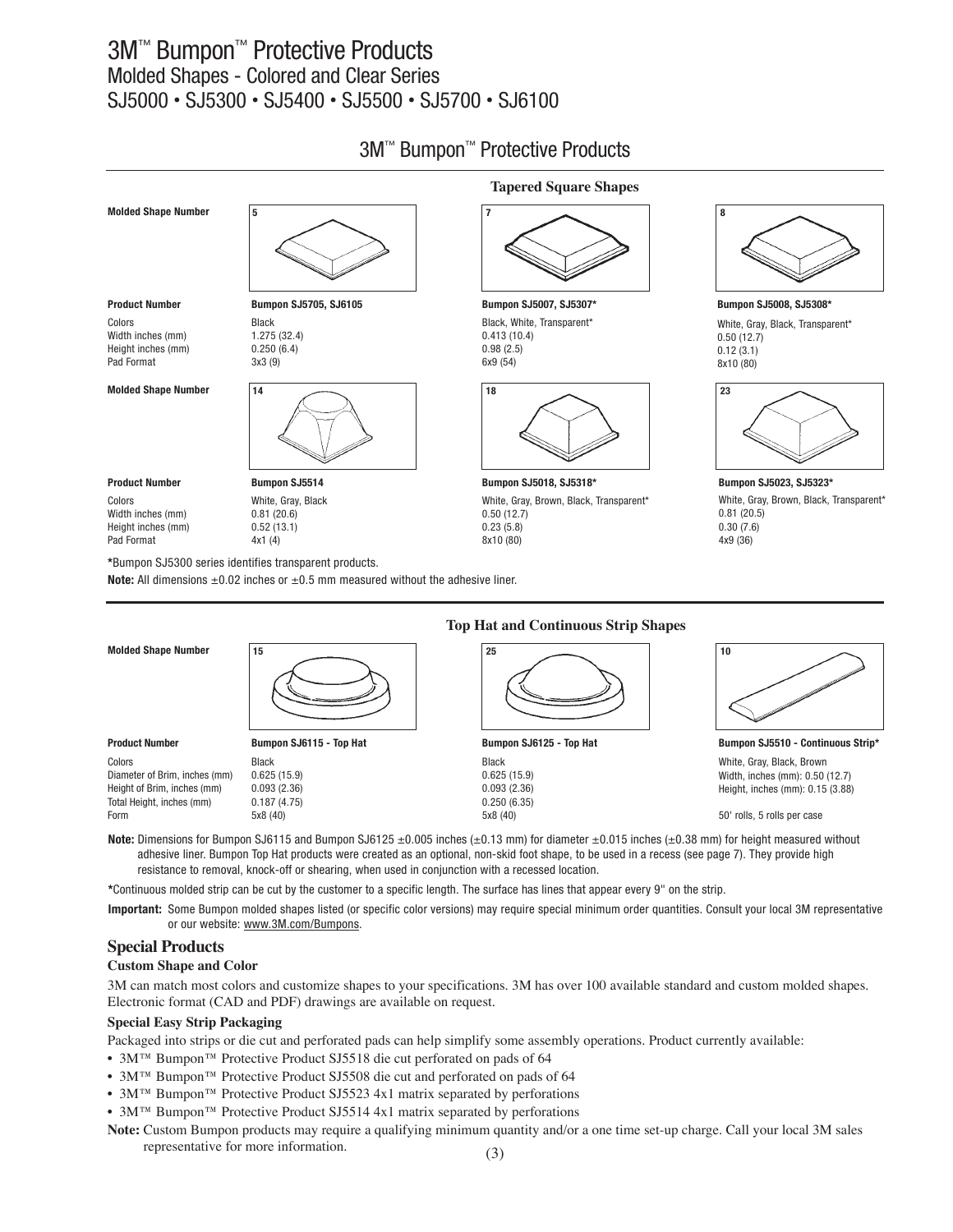# 3M™ Bumpon™ Protective Products

## Molded Shapes - Colored and Clear Series

## SJ5000 • SJ5300 • SJ5400 • SJ5500 • SJ5700 • SJ6100

## 3M™ Bumpon™ Protective Products

### Tapered Square Shapes

| Molded Shape Number | 5 | 7 | 8 |
|---|---|---|---|
| Product Number | Bumpon SJ5705, SJ6105 | Bumpon SJ5007, SJ5307* | Bumpon SJ5008, SJ5308* |
| Colors | Black | Black, White, Transparent* | White, Gray, Black, Transparent* |
| Width inches (mm) | 1.275 (32.4) | 0.413 (10.4) | 0.50 (12.7) |
| Height inches (mm) | 0.250 (6.4) | 0.98 (2.5) | 0.12 (3.1) |
| Pad Format | 3x3 (9) | 6x9 (54) | 8x10 (80) |

| Molded Shape Number | 14 | 18 | 23 |
|---|---|---|---|
| Product Number | Bumpon SJ5514 | Bumpon SJ5018, SJ5318* | Bumpon SJ5023, SJ5323* |
| Colors | White, Gray, Black | White, Gray, Brown, Black, Transparent* | White, Gray, Brown, Black, Transparent* |
| Width inches (mm) | 0.81 (20.6) | 0.50 (12.7) | 0.81 (20.5) |
| Height inches (mm) | 0.52 (13.1) | 0.23 (5.8) | 0.30 (7.6) |
| Pad Format | 4x1 (4) | 8x10 (80) | 4x9 (36) |

**\***Bumpon SJ5300 series identifies transparent products.

**Note:** All dimensions ±0.02 inches or ±0.5 mm measured without the adhesive liner.

### Top Hat and Continuous Strip Shapes

| Molded Shape Number | 15 | 25 |
|---|---|---|
| Product Number | Bumpon SJ6115 - Top Hat | Bumpon SJ6125 - Top Hat |
| Colors | Black | Black |
| Diameter of Brim, inches (mm) | 0.625 (15.9) | 0.625 (15.9) |
| Height of Brim, inches (mm) | 0.093 (2.36) | 0.093 (2.36) |
| Total Height, inches (mm) | 0.187 (4.75) | 0.250 (6.35) |
| Form | 5x8 (40) | 5x8 (40) |

| Molded Shape Number | 10 |
|---|---|
| Product Number | Bumpon SJ5510 - Continuous Strip* |
| Colors | White, Gray, Black, Brown |
| Width, inches (mm) | 0.50 (12.7) |
| Height, inches (mm) | 0.15 (3.88) |
| Form | 50' rolls, 5 rolls per case |

**Note:** Dimensions for Bumpon SJ6115 and Bumpon SJ6125 ±0.005 inches (±0.13 mm) for diameter ±0.015 inches (±0.38 mm) for height measured without adhesive liner. Bumpon Top Hat products were created as an optional, non-skid foot shape, to be used in a recess (see page 7). They provide high resistance to removal, knock-off or shearing, when used in conjunction with a recessed location.

**\***Continuous molded strip can be cut by the customer to a specific length. The surface has lines that appear every 9" on the strip.

**Important:** Some Bumpon molded shapes listed (or specific color versions) may require special minimum order quantities. Consult your local 3M representative or our website: www.3M.com/Bumpons.

## Special Products

### Custom Shape and Color

3M can match most colors and customize shapes to your specifications. 3M has over 100 available standard and custom molded shapes. Electronic format (CAD and PDF) drawings are available on request.

### Special Easy Strip Packaging

Packaged into strips or die cut and perforated pads can help simplify some assembly operations. Product currently available:

- 3M™ Bumpon™ Protective Product SJ5518 die cut perforated on pads of 64
- 3M™ Bumpon™ Protective Product SJ5508 die cut and perforated on pads of 64
- 3M™ Bumpon™ Protective Product SJ5523 4x1 matrix separated by perforations
- 3M™ Bumpon™ Protective Product SJ5514 4x1 matrix separated by perforations

**Note:** Custom Bumpon products may require a qualifying minimum quantity and/or a one time set-up charge. Call your local 3M sales representative for more information.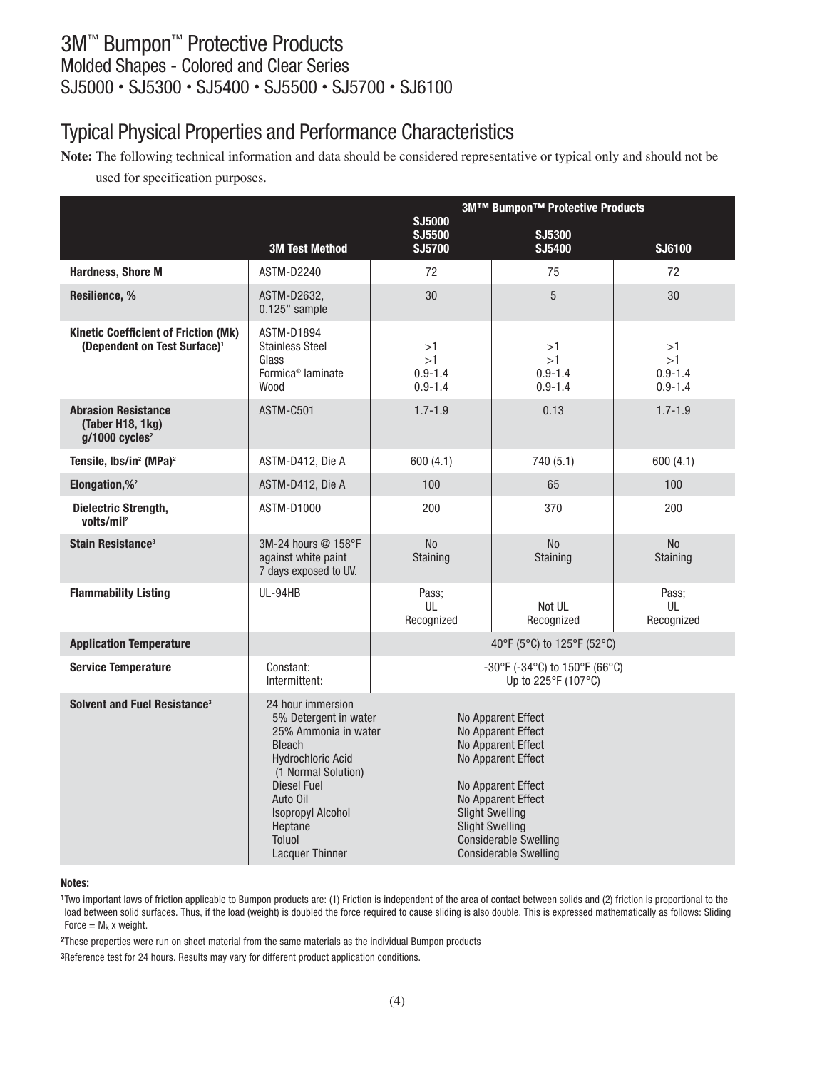# 3M™ Bumpon™ Protective Products

Molded Shapes - Colored and Clear Series

SJ5000 • SJ5300 • SJ5400 • SJ5500 • SJ5700 • SJ6100

## Typical Physical Properties and Performance Characteristics

**Note:** The following technical information and data should be considered representative or typical only and should not be used for specification purposes.

| | | 3M™ Bumpon™ Protective Products | | |
|---|---|---|---|---|
| | **3M Test Method** | **SJ5000 SJ5500 SJ5700** | **SJ5300 SJ5400** | **SJ6100** |
| **Hardness, Shore M** | ASTM-D2240 | 72 | 75 | 72 |
| **Resilience, %** | ASTM-D2632, 0.125" sample | 30 | 5 | 30 |
| **Kinetic Coefficient of Friction (Mk) (Dependent on Test Surface)**[1] | ASTM-D1894<br>Stainless Steel<br>Glass<br>Formica® laminate<br>Wood | <br>>1<br>>1<br>0.9-1.4<br>0.9-1.4 | <br>>1<br>>1<br>0.9-1.4<br>0.9-1.4 | <br>>1<br>>1<br>0.9-1.4<br>0.9-1.4 |
| **Abrasion Resistance (Taber H18, 1kg) g/1000 cycles**[2] | ASTM-C501 | 1.7-1.9 | 0.13 | 1.7-1.9 |
| **Tensile, lbs/in² (MPa)**[2] | ASTM-D412, Die A | 600 (4.1) | 740 (5.1) | 600 (4.1) |
| **Elongation,%**[2] | ASTM-D412, Die A | 100 | 65 | 100 |
| **Dielectric Strength, volts/mil**[2] | ASTM-D1000 | 200 | 370 | 200 |
| **Stain Resistance**[3] | 3M-24 hours @ 158°F against white paint 7 days exposed to UV. | No Staining | No Staining | No Staining |
| **Flammability Listing** | UL-94HB | Pass; UL Recognized | Not UL Recognized | Pass; UL Recognized |
| **Application Temperature** | | 40°F (5°C) to 125°F (52°C) | | |
| **Service Temperature** | Constant:<br>Intermittent: | -30°F (-34°C) to 150°F (66°C)<br>Up to 225°F (107°C) | | |
| **Solvent and Fuel Resistance**[3] | 24 hour immersion<br>5% Detergent in water<br>25% Ammonia in water<br>Bleach<br>Hydrochloric Acid (1 Normal Solution)<br>Diesel Fuel<br>Auto Oil<br>Isopropyl Alcohol<br>Heptane<br>Toluol<br>Lacquer Thinner | <br>No Apparent Effect<br>No Apparent Effect<br>No Apparent Effect<br>No Apparent Effect<br>No Apparent Effect<br>No Apparent Effect<br>Slight Swelling<br>Slight Swelling<br>Considerable Swelling<br>Considerable Swelling | | |

**Notes:**

[1] Two important laws of friction applicable to Bumpon products are: (1) Friction is independent of the area of contact between solids and (2) friction is proportional to the load between solid surfaces. Thus, if the load (weight) is doubled the force required to cause sliding is also double. This is expressed mathematically as follows: Sliding Force = $M_k$ x weight.

[2] These properties were run on sheet material from the same materials as the individual Bumpon products

[3] Reference test for 24 hours. Results may vary for different product application conditions.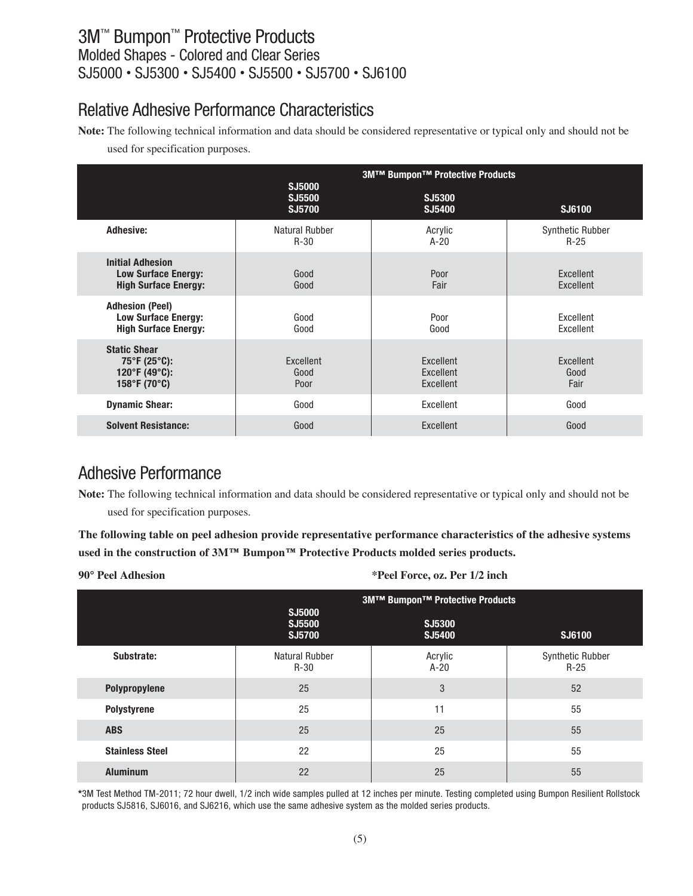# 3M™ Bumpon™ Protective Products

## Molded Shapes - Colored and Clear Series

## SJ5000 • SJ5300 • SJ5400 • SJ5500 • SJ5700 • SJ6100

## Relative Adhesive Performance Characteristics

**Note:** The following technical information and data should be considered representative or typical only and should not be used for specification purposes.

| | 3M™ Bumpon™ Protective Products | | |
|---|---|---|---|
| | **SJ5000 SJ5500 SJ5700** | **SJ5300 SJ5400** | **SJ6100** |
| **Adhesive:** | Natural Rubber R-30 | Acrylic A-20 | Synthetic Rubber R-25 |
| **Initial Adhesion** | | | |
| **Low Surface Energy:** | Good | Poor | Excellent |
| **High Surface Energy:** | Good | Fair | Excellent |
| **Adhesion (Peel)** | | | |
| **Low Surface Energy:** | Good | Poor | Excellent |
| **High Surface Energy:** | Good | Good | Excellent |
| **Static Shear** | | | |
| **75°F (25°C):** | Excellent | Excellent | Excellent |
| **120°F (49°C):** | Good | Excellent | Good |
| **158°F (70°C)** | Poor | Excellent | Fair |
| **Dynamic Shear:** | Good | Excellent | Good |
| **Solvent Resistance:** | Good | Excellent | Good |

## Adhesive Performance

**Note:** The following technical information and data should be considered representative or typical only and should not be used for specification purposes.

**The following table on peel adhesion provide representative performance characteristics of the adhesive systems used in the construction of 3M™ Bumpon™ Protective Products molded series products.**

**90° Peel Adhesion** **\*Peel Force, oz. Per 1/2 inch**

| | 3M™ Bumpon™ Protective Products | | |
|---|---|---|---|
| | **SJ5000 SJ5500 SJ5700** | **SJ5300 SJ5400** | **SJ6100** |
| **Substrate:** | Natural Rubber R-30 | Acrylic A-20 | Synthetic Rubber R-25 |
| **Polypropylene** | 25 | 3 | 52 |
| **Polystyrene** | 25 | 11 | 55 |
| **ABS** | 25 | 25 | 55 |
| **Stainless Steel** | 22 | 25 | 55 |
| **Aluminum** | 22 | 25 | 55 |

*3M Test Method TM-2011; 72 hour dwell, 1/2 inch wide samples pulled at 12 inches per minute. Testing completed using Bumpon Resilient Rollstock products SJ5816, SJ6016, and SJ6216, which use the same adhesive system as the molded series products.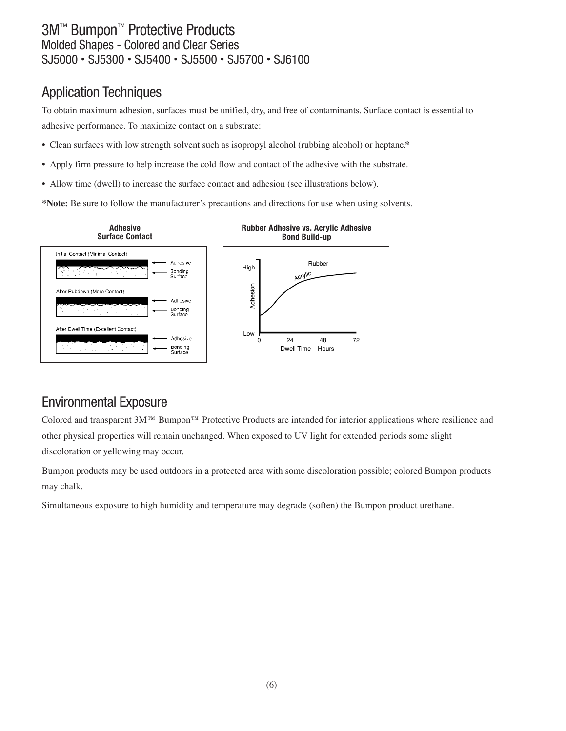# 3M™ Bumpon™ Protective Products

Molded Shapes - Colored and Clear Series

SJ5000 • SJ5300 • SJ5400 • SJ5500 • SJ5700 • SJ6100

## Application Techniques

To obtain maximum adhesion, surfaces must be unified, dry, and free of contaminants. Surface contact is essential to adhesive performance. To maximize contact on a substrate:

- Clean surfaces with low strength solvent such as isopropyl alcohol (rubbing alcohol) or heptane.*
- Apply firm pressure to help increase the cold flow and contact of the adhesive with the substrate.
- Allow time (dwell) to increase the surface contact and adhesion (see illustrations below).

***Note:** Be sure to follow the manufacturer's precautions and directions for use when using solvents.

**Adhesive Surface Contact**

Initial Contact (Minimal Contact) — Adhesive, Bonding Surface

After Rubdown (More Contact) — Adhesive, Bonding Surface

After Dwell Time (Excellent Contact) — Adhesive, Bonding Surface

**Rubber Adhesive vs. Acrylic Adhesive Bond Build-up**

Adhesion (Low – High) vs. Dwell Time – Hours (0, 24, 48, 72); curves: Rubber, Acrylic

## Environmental Exposure

Colored and transparent 3M™ Bumpon™ Protective Products are intended for interior applications where resilience and other physical properties will remain unchanged. When exposed to UV light for extended periods some slight discoloration or yellowing may occur.

Bumpon products may be used outdoors in a protected area with some discoloration possible; colored Bumpon products may chalk.

Simultaneous exposure to high humidity and temperature may degrade (soften) the Bumpon product urethane.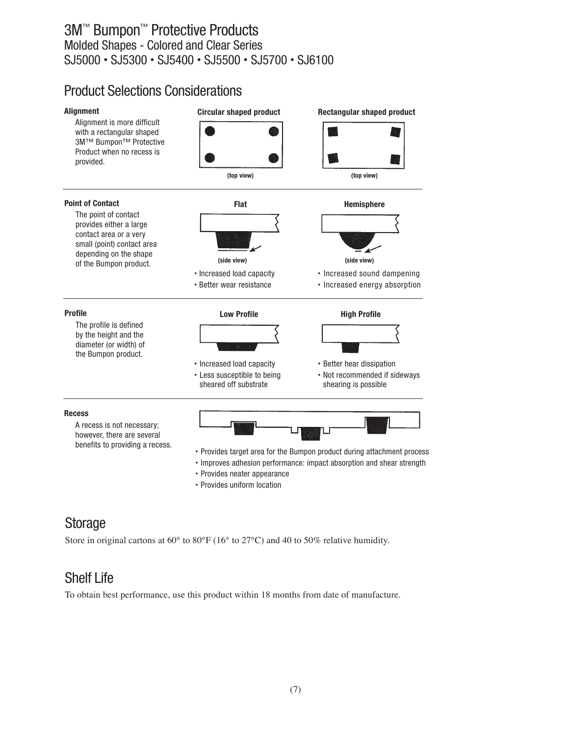# 3M™ Bumpon™ Protective Products

Molded Shapes - Colored and Clear Series

SJ5000 • SJ5300 • SJ5400 • SJ5500 • SJ5700 • SJ6100

## Product Selections Considerations

### Alignment

Alignment is more difficult with a rectangular shaped 3M™ Bumpon™ Protective Product when no recess is provided.

**Circular shaped product** (top view)

**Rectangular shaped product** (top view)

### Point of Contact

The point of contact provides either a large contact area or a very small (point) contact area depending on the shape of the Bumpon product.

**Flat** (side view)

- Increased load capacity
- Better wear resistance

**Hemisphere** (side view)

- Increased sound dampening
- Increased energy absorption

### Profile

The profile is defined by the height and the diameter (or width) of the Bumpon product.

**Low Profile**

- Increased load capacity
- Less susceptible to being sheared off substrate

**High Profile**

- Better hear dissipation
- Not recommended if sideways shearing is possible

### Recess

A recess is not necessary; however, there are several benefits to providing a recess.

- Provides target area for the Bumpon product during attachment process
- Improves adhesion performance: impact absorption and shear strength
- Provides neater appearance
- Provides uniform location

## Storage

Store in original cartons at 60° to 80°F (16° to 27°C) and 40 to 50% relative humidity.

## Shelf Life

To obtain best performance, use this product within 18 months from date of manufacture.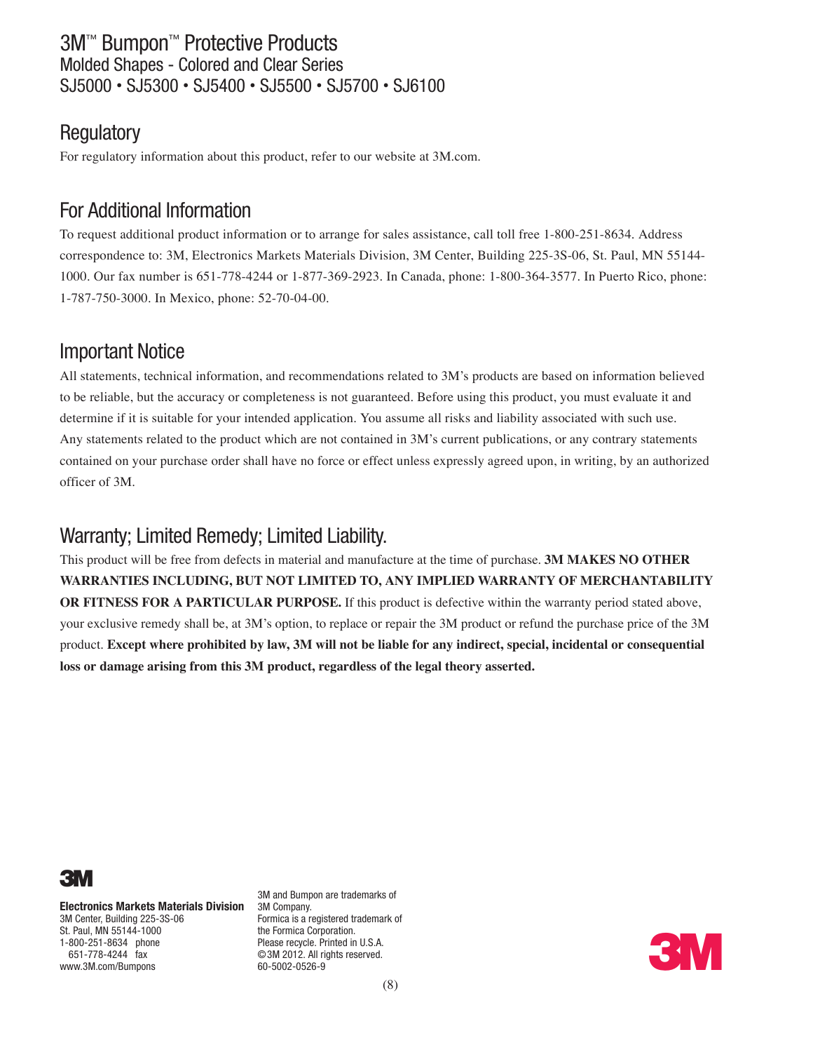# 3M™ Bumpon™ Protective Products

Molded Shapes - Colored and Clear Series

SJ5000 • SJ5300 • SJ5400 • SJ5500 • SJ5700 • SJ6100

## Regulatory

For regulatory information about this product, refer to our website at 3M.com.

## For Additional Information

To request additional product information or to arrange for sales assistance, call toll free 1-800-251-8634. Address correspondence to: 3M, Electronics Markets Materials Division, 3M Center, Building 225-3S-06, St. Paul, MN 55144-1000. Our fax number is 651-778-4244 or 1-877-369-2923. In Canada, phone: 1-800-364-3577. In Puerto Rico, phone: 1-787-750-3000. In Mexico, phone: 52-70-04-00.

## Important Notice

All statements, technical information, and recommendations related to 3M's products are based on information believed to be reliable, but the accuracy or completeness is not guaranteed. Before using this product, you must evaluate it and determine if it is suitable for your intended application. You assume all risks and liability associated with such use. Any statements related to the product which are not contained in 3M's current publications, or any contrary statements contained on your purchase order shall have no force or effect unless expressly agreed upon, in writing, by an authorized officer of 3M.

## Warranty; Limited Remedy; Limited Liability.

This product will be free from defects in material and manufacture at the time of purchase. **3M MAKES NO OTHER WARRANTIES INCLUDING, BUT NOT LIMITED TO, ANY IMPLIED WARRANTY OF MERCHANTABILITY OR FITNESS FOR A PARTICULAR PURPOSE.** If this product is defective within the warranty period stated above, your exclusive remedy shall be, at 3M's option, to replace or repair the 3M product or refund the purchase price of the 3M product. **Except where prohibited by law, 3M will not be liable for any indirect, special, incidental or consequential loss or damage arising from this 3M product, regardless of the legal theory asserted.**

3M

**Electronics Markets Materials Division**
3M Center, Building 225-3S-06
St. Paul, MN 55144-1000
1-800-251-8634 phone
651-778-4244 fax
www.3M.com/Bumpons

3M and Bumpon are trademarks of 3M Company.
Formica is a registered trademark of the Formica Corporation.
Please recycle. Printed in U.S.A.
©3M 2012. All rights reserved.
60-5002-0526-9

3M